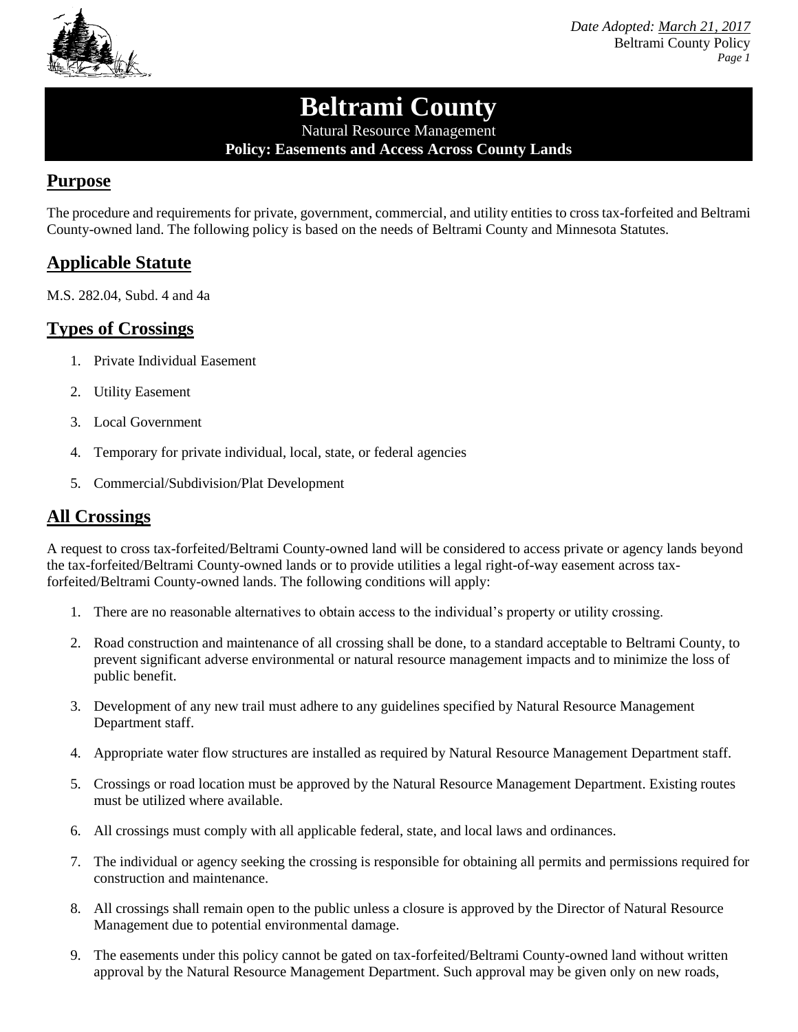*Date Adopted: March 21, 2017*
Beltrami County Policy

# Beltrami County

Natural Resource Management

**Policy: Easements and Access Across County Lands**

## Purpose

The procedure and requirements for private, government, commercial, and utility entities to cross tax-forfeited and Beltrami County-owned land. The following policy is based on the needs of Beltrami County and Minnesota Statutes.

## Applicable Statute

M.S. 282.04, Subd. 4 and 4a

## Types of Crossings

1. Private Individual Easement
2. Utility Easement
3. Local Government
4. Temporary for private individual, local, state, or federal agencies
5. Commercial/Subdivision/Plat Development

## All Crossings

A request to cross tax-forfeited/Beltrami County-owned land will be considered to access private or agency lands beyond the tax-forfeited/Beltrami County-owned lands or to provide utilities a legal right-of-way easement across tax-forfeited/Beltrami County-owned lands. The following conditions will apply:

1. There are no reasonable alternatives to obtain access to the individual's property or utility crossing.
2. Road construction and maintenance of all crossing shall be done, to a standard acceptable to Beltrami County, to prevent significant adverse environmental or natural resource management impacts and to minimize the loss of public benefit.
3. Development of any new trail must adhere to any guidelines specified by Natural Resource Management Department staff.
4. Appropriate water flow structures are installed as required by Natural Resource Management Department staff.
5. Crossings or road location must be approved by the Natural Resource Management Department. Existing routes must be utilized where available.
6. All crossings must comply with all applicable federal, state, and local laws and ordinances.
7. The individual or agency seeking the crossing is responsible for obtaining all permits and permissions required for construction and maintenance.
8. All crossings shall remain open to the public unless a closure is approved by the Director of Natural Resource Management due to potential environmental damage.
9. The easements under this policy cannot be gated on tax-forfeited/Beltrami County-owned land without written approval by the Natural Resource Management Department. Such approval may be given only on new roads,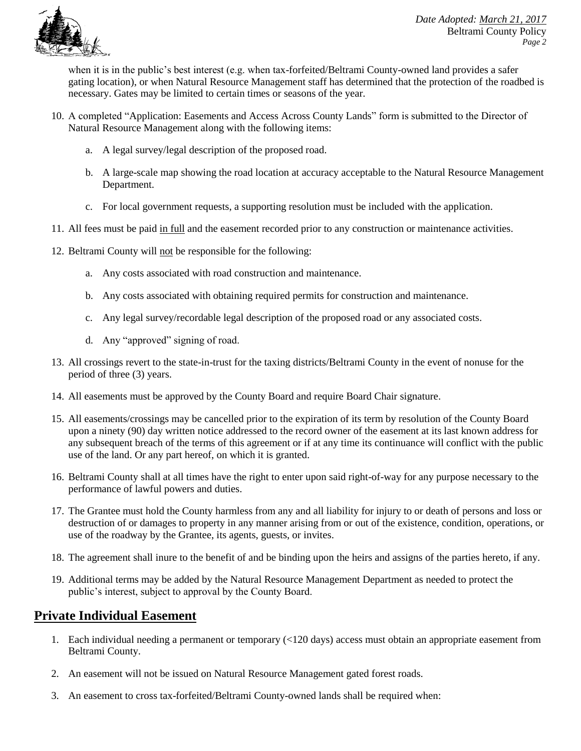when it is in the public's best interest (e.g. when tax-forfeited/Beltrami County-owned land provides a safer gating location), or when Natural Resource Management staff has determined that the protection of the roadbed is necessary. Gates may be limited to certain times or seasons of the year.

10. A completed "Application: Easements and Access Across County Lands" form is submitted to the Director of Natural Resource Management along with the following items:

    a. A legal survey/legal description of the proposed road.

    b. A large-scale map showing the road location at accuracy acceptable to the Natural Resource Management Department.

    c. For local government requests, a supporting resolution must be included with the application.

11. All fees must be paid <u>in full</u> and the easement recorded prior to any construction or maintenance activities.

12. Beltrami County will <u>not</u> be responsible for the following:

    a. Any costs associated with road construction and maintenance.

    b. Any costs associated with obtaining required permits for construction and maintenance.

    c. Any legal survey/recordable legal description of the proposed road or any associated costs.

    d. Any "approved" signing of road.

13. All crossings revert to the state-in-trust for the taxing districts/Beltrami County in the event of nonuse for the period of three (3) years.

14. All easements must be approved by the County Board and require Board Chair signature.

15. All easements/crossings may be cancelled prior to the expiration of its term by resolution of the County Board upon a ninety (90) day written notice addressed to the record owner of the easement at its last known address for any subsequent breach of the terms of this agreement or if at any time its continuance will conflict with the public use of the land. Or any part hereof, on which it is granted.

16. Beltrami County shall at all times have the right to enter upon said right-of-way for any purpose necessary to the performance of lawful powers and duties.

17. The Grantee must hold the County harmless from any and all liability for injury to or death of persons and loss or destruction of or damages to property in any manner arising from or out of the existence, condition, operations, or use of the roadway by the Grantee, its agents, guests, or invites.

18. The agreement shall inure to the benefit of and be binding upon the heirs and assigns of the parties hereto, if any.

19. Additional terms may be added by the Natural Resource Management Department as needed to protect the public's interest, subject to approval by the County Board.

## Private Individual Easement

1. Each individual needing a permanent or temporary (<120 days) access must obtain an appropriate easement from Beltrami County.

2. An easement will not be issued on Natural Resource Management gated forest roads.

3. An easement to cross tax-forfeited/Beltrami County-owned lands shall be required when: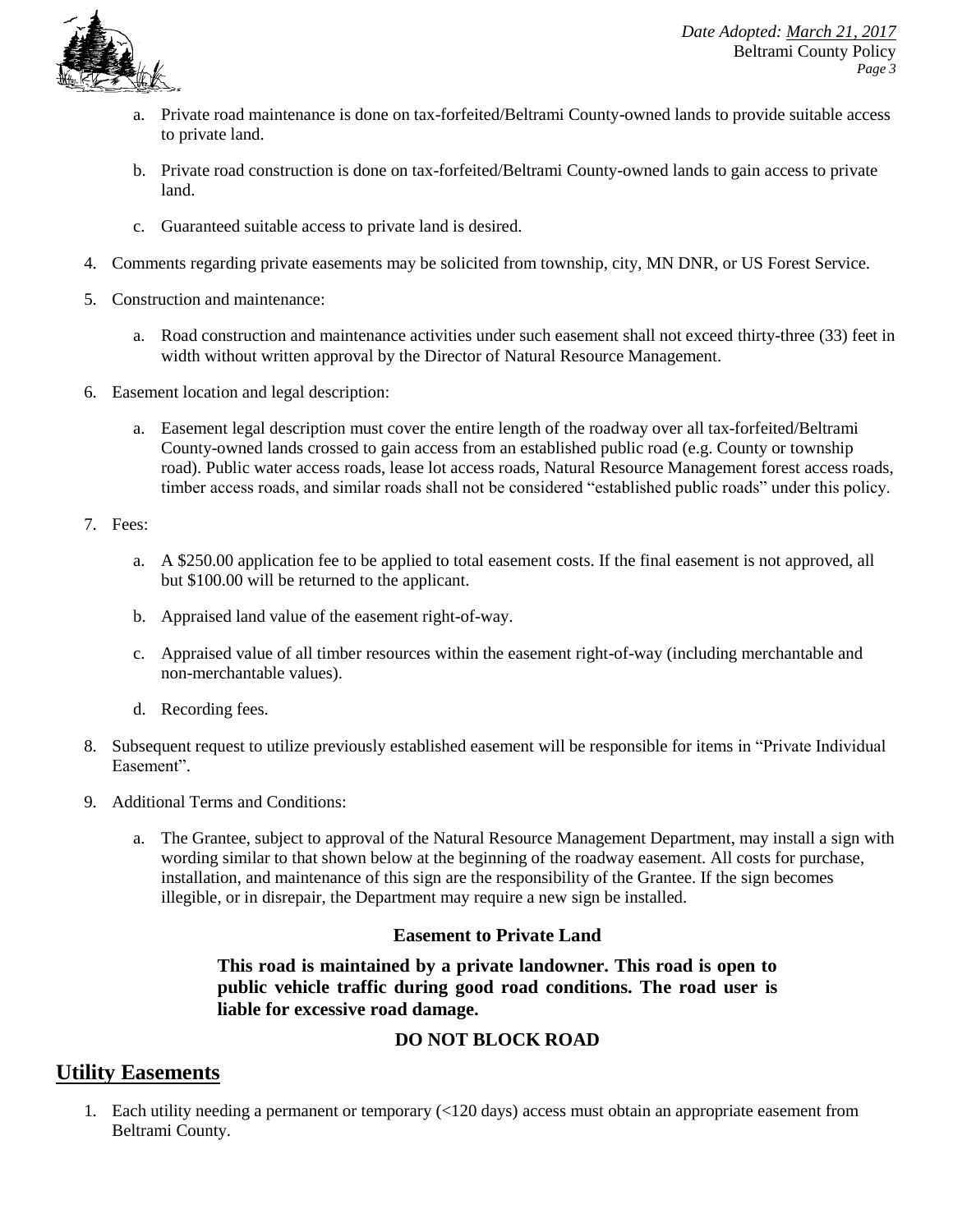a. Private road maintenance is done on tax-forfeited/Beltrami County-owned lands to provide suitable access to private land.

   b. Private road construction is done on tax-forfeited/Beltrami County-owned lands to gain access to private land.

   c. Guaranteed suitable access to private land is desired.

4. Comments regarding private easements may be solicited from township, city, MN DNR, or US Forest Service.

5. Construction and maintenance:

   a. Road construction and maintenance activities under such easement shall not exceed thirty-three (33) feet in width without written approval by the Director of Natural Resource Management.

6. Easement location and legal description:

   a. Easement legal description must cover the entire length of the roadway over all tax-forfeited/Beltrami County-owned lands crossed to gain access from an established public road (e.g. County or township road). Public water access roads, lease lot access roads, Natural Resource Management forest access roads, timber access roads, and similar roads shall not be considered "established public roads" under this policy.

7. Fees:

   a. A $250.00 application fee to be applied to total easement costs. If the final easement is not approved, all but $100.00 will be returned to the applicant.

   b. Appraised land value of the easement right-of-way.

   c. Appraised value of all timber resources within the easement right-of-way (including merchantable and non-merchantable values).

   d. Recording fees.

8. Subsequent request to utilize previously established easement will be responsible for items in "Private Individual Easement".

9. Additional Terms and Conditions:

   a. The Grantee, subject to approval of the Natural Resource Management Department, may install a sign with wording similar to that shown below at the beginning of the roadway easement. All costs for purchase, installation, and maintenance of this sign are the responsibility of the Grantee. If the sign becomes illegible, or in disrepair, the Department may require a new sign be installed.

**Easement to Private Land**

**This road is maintained by a private landowner. This road is open to public vehicle traffic during good road conditions. The road user is liable for excessive road damage.**

**DO NOT BLOCK ROAD**

## Utility Easements

1. Each utility needing a permanent or temporary (<120 days) access must obtain an appropriate easement from Beltrami County.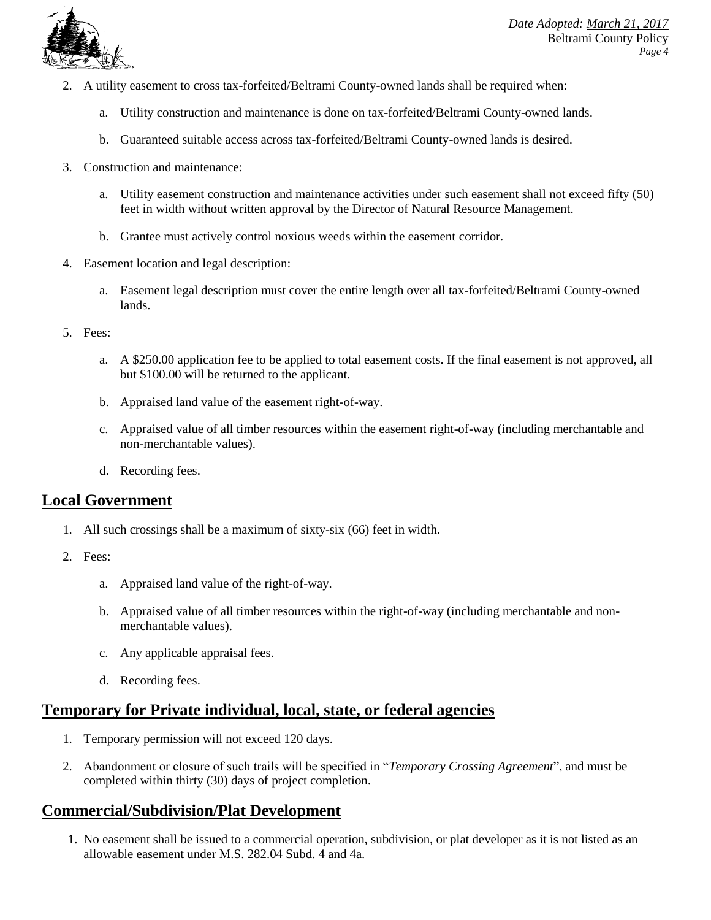2. A utility easement to cross tax-forfeited/Beltrami County-owned lands shall be required when:

    a. Utility construction and maintenance is done on tax-forfeited/Beltrami County-owned lands.

    b. Guaranteed suitable access across tax-forfeited/Beltrami County-owned lands is desired.

3. Construction and maintenance:

    a. Utility easement construction and maintenance activities under such easement shall not exceed fifty (50) feet in width without written approval by the Director of Natural Resource Management.

    b. Grantee must actively control noxious weeds within the easement corridor.

4. Easement location and legal description:

    a. Easement legal description must cover the entire length over all tax-forfeited/Beltrami County-owned lands.

5. Fees:

    a. A $250.00 application fee to be applied to total easement costs. If the final easement is not approved, all but $100.00 will be returned to the applicant.

    b. Appraised land value of the easement right-of-way.

    c. Appraised value of all timber resources within the easement right-of-way (including merchantable and non-merchantable values).

    d. Recording fees.

## Local Government

1. All such crossings shall be a maximum of sixty-six (66) feet in width.

2. Fees:

    a. Appraised land value of the right-of-way.

    b. Appraised value of all timber resources within the right-of-way (including merchantable and non-merchantable values).

    c. Any applicable appraisal fees.

    d. Recording fees.

## Temporary for Private individual, local, state, or federal agencies

1. Temporary permission will not exceed 120 days.

2. Abandonment or closure of such trails will be specified in "*Temporary Crossing Agreement*", and must be completed within thirty (30) days of project completion.

## Commercial/Subdivision/Plat Development

1. No easement shall be issued to a commercial operation, subdivision, or plat developer as it is not listed as an allowable easement under M.S. 282.04 Subd. 4 and 4a.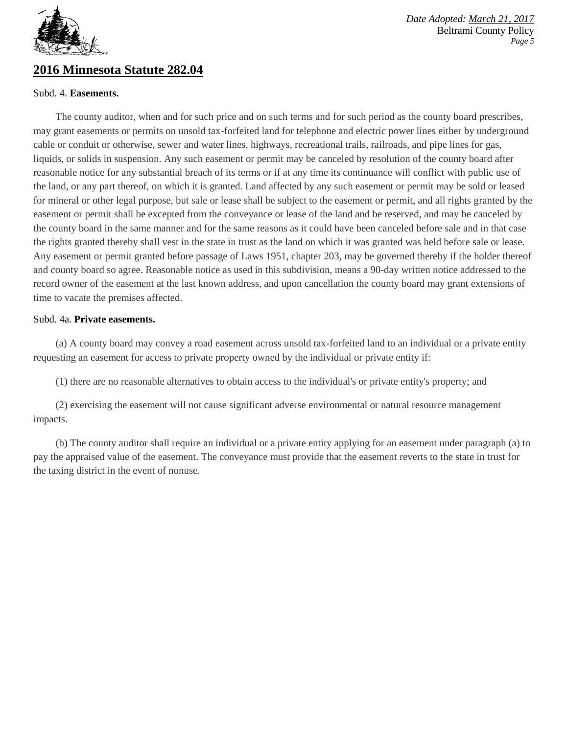## 2016 Minnesota Statute 282.04

Subd. 4. **Easements.**

The county auditor, when and for such price and on such terms and for such period as the county board prescribes, may grant easements or permits on unsold tax-forfeited land for telephone and electric power lines either by underground cable or conduit or otherwise, sewer and water lines, highways, recreational trails, railroads, and pipe lines for gas, liquids, or solids in suspension. Any such easement or permit may be canceled by resolution of the county board after reasonable notice for any substantial breach of its terms or if at any time its continuance will conflict with public use of the land, or any part thereof, on which it is granted. Land affected by any such easement or permit may be sold or leased for mineral or other legal purpose, but sale or lease shall be subject to the easement or permit, and all rights granted by the easement or permit shall be excepted from the conveyance or lease of the land and be reserved, and may be canceled by the county board in the same manner and for the same reasons as it could have been canceled before sale and in that case the rights granted thereby shall vest in the state in trust as the land on which it was granted was held before sale or lease. Any easement or permit granted before passage of Laws 1951, chapter 203, may be governed thereby if the holder thereof and county board so agree. Reasonable notice as used in this subdivision, means a 90-day written notice addressed to the record owner of the easement at the last known address, and upon cancellation the county board may grant extensions of time to vacate the premises affected.

Subd. 4a. **Private easements.**

(a) A county board may convey a road easement across unsold tax-forfeited land to an individual or a private entity requesting an easement for access to private property owned by the individual or private entity if:

(1) there are no reasonable alternatives to obtain access to the individual's or private entity's property; and

(2) exercising the easement will not cause significant adverse environmental or natural resource management impacts.

(b) The county auditor shall require an individual or a private entity applying for an easement under paragraph (a) to pay the appraised value of the easement. The conveyance must provide that the easement reverts to the state in trust for the taxing district in the event of nonuse.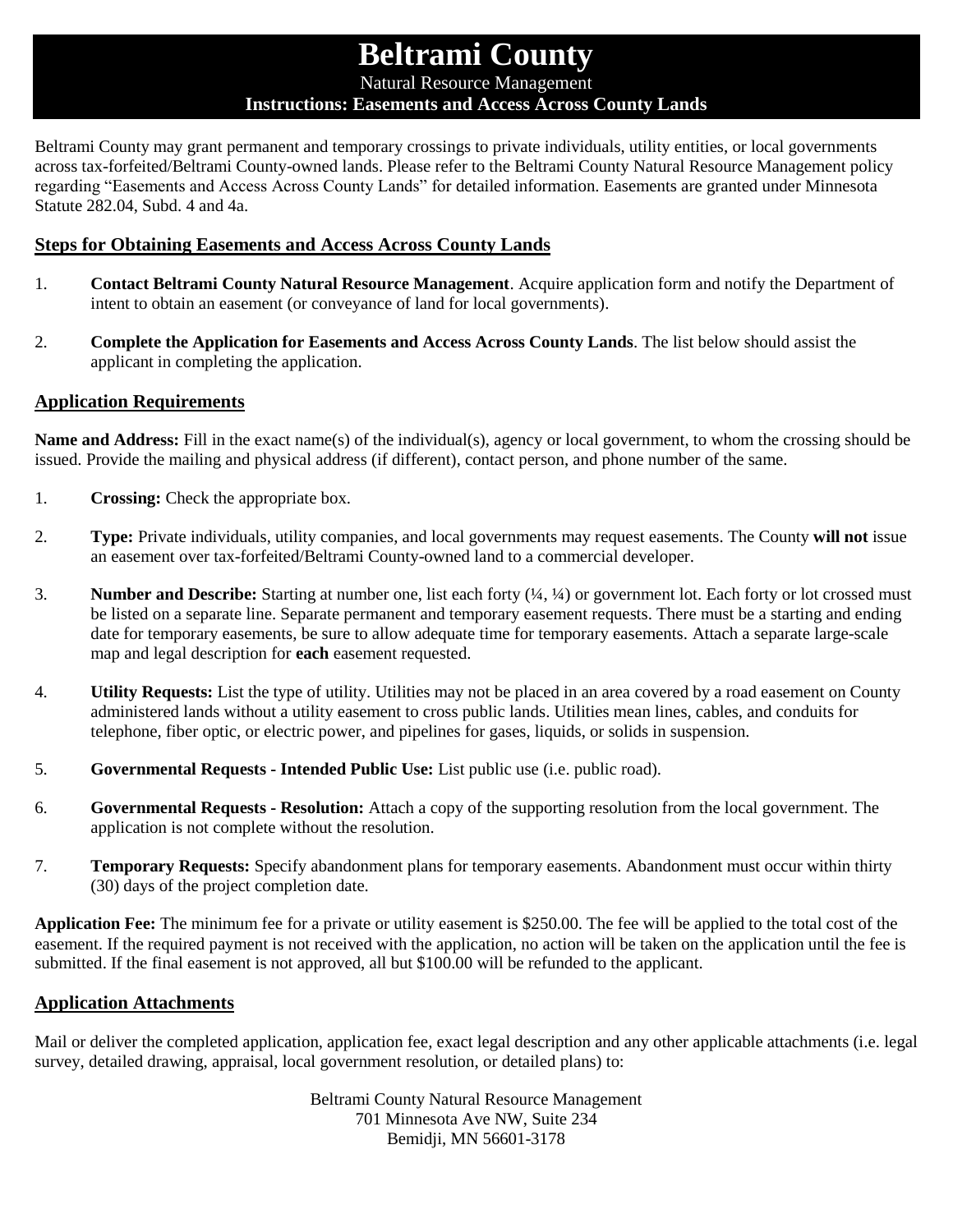# Beltrami County

Natural Resource Management

**Instructions: Easements and Access Across County Lands**

Beltrami County may grant permanent and temporary crossings to private individuals, utility entities, or local governments across tax-forfeited/Beltrami County-owned lands. Please refer to the Beltrami County Natural Resource Management policy regarding "Easements and Access Across County Lands" for detailed information. Easements are granted under Minnesota Statute 282.04, Subd. 4 and 4a.

## Steps for Obtaining Easements and Access Across County Lands

1. **Contact Beltrami County Natural Resource Management**. Acquire application form and notify the Department of intent to obtain an easement (or conveyance of land for local governments).

2. **Complete the Application for Easements and Access Across County Lands**. The list below should assist the applicant in completing the application.

## Application Requirements

**Name and Address:** Fill in the exact name(s) of the individual(s), agency or local government, to whom the crossing should be issued. Provide the mailing and physical address (if different), contact person, and phone number of the same.

1. **Crossing:** Check the appropriate box.

2. **Type:** Private individuals, utility companies, and local governments may request easements. The County **will not** issue an easement over tax-forfeited/Beltrami County-owned land to a commercial developer.

3. **Number and Describe:** Starting at number one, list each forty (¼, ¼) or government lot. Each forty or lot crossed must be listed on a separate line. Separate permanent and temporary easement requests. There must be a starting and ending date for temporary easements, be sure to allow adequate time for temporary easements. Attach a separate large-scale map and legal description for **each** easement requested.

4. **Utility Requests:** List the type of utility. Utilities may not be placed in an area covered by a road easement on County administered lands without a utility easement to cross public lands. Utilities mean lines, cables, and conduits for telephone, fiber optic, or electric power, and pipelines for gases, liquids, or solids in suspension.

5. **Governmental Requests - Intended Public Use:** List public use (i.e. public road).

6. **Governmental Requests - Resolution:** Attach a copy of the supporting resolution from the local government. The application is not complete without the resolution.

7. **Temporary Requests:** Specify abandonment plans for temporary easements. Abandonment must occur within thirty (30) days of the project completion date.

**Application Fee:** The minimum fee for a private or utility easement is $250.00. The fee will be applied to the total cost of the easement. If the required payment is not received with the application, no action will be taken on the application until the fee is submitted. If the final easement is not approved, all but $100.00 will be refunded to the applicant.

## Application Attachments

Mail or deliver the completed application, application fee, exact legal description and any other applicable attachments (i.e. legal survey, detailed drawing, appraisal, local government resolution, or detailed plans) to:

Beltrami County Natural Resource Management
701 Minnesota Ave NW, Suite 234
Bemidji, MN 56601-3178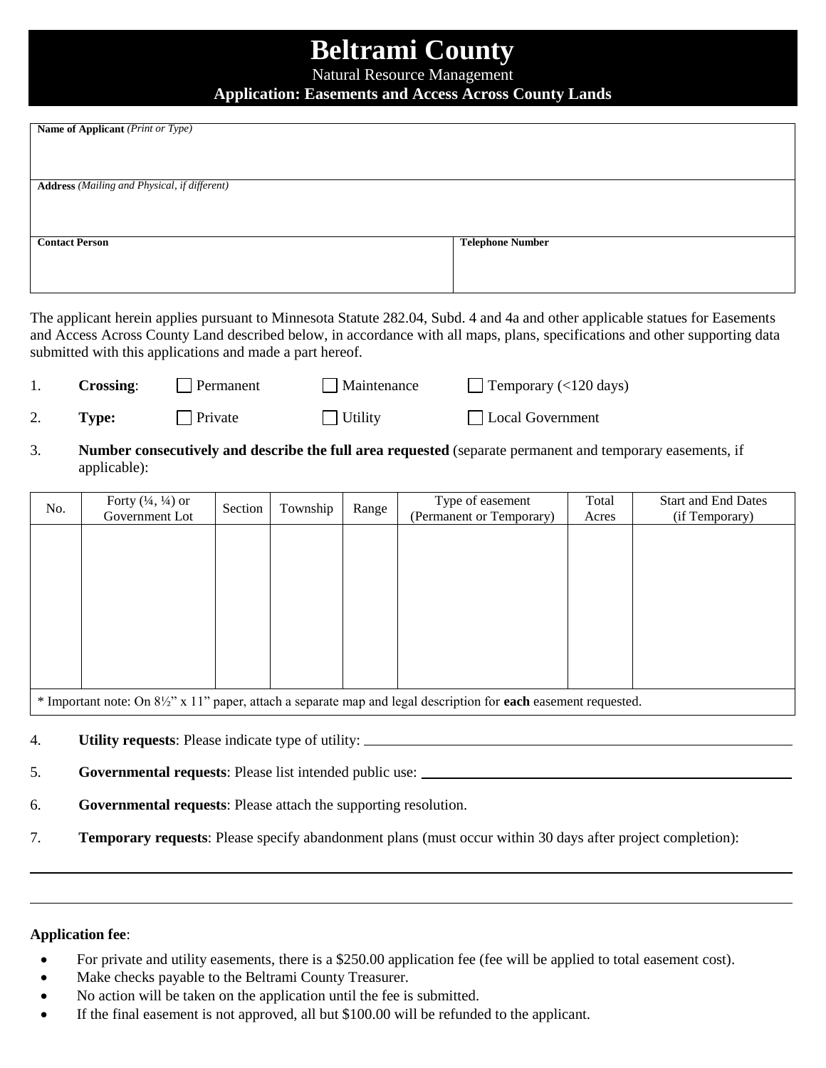# Beltrami County

Natural Resource Management

**Application: Easements and Access Across County Lands**

| | |
|---|---|
| **Name of Applicant** *(Print or Type)* | |
| **Address** *(Mailing and Physical, if different)* | |
| **Contact Person** | **Telephone Number** |

The applicant herein applies pursuant to Minnesota Statute 282.04, Subd. 4 and 4a and other applicable statues for Easements and Access Across County Land described below, in accordance with all maps, plans, specifications and other supporting data submitted with this applications and made a part hereof.

1. **Crossing**: ☐ Permanent ☐ Maintenance ☐ Temporary (<120 days)
2. **Type:** ☐ Private ☐ Utility ☐ Local Government
3. **Number consecutively and describe the full area requested** (separate permanent and temporary easements, if applicable):

| No. | Forty (¼, ¼) or Government Lot | Section | Township | Range | Type of easement (Permanent or Temporary) | Total Acres | Start and End Dates (if Temporary) |
|---|---|---|---|---|---|---|---|
| | | | | | | | |

\* Important note: On 8½" x 11" paper, attach a separate map and legal description for **each** easement requested.

4. **Utility requests**: Please indicate type of utility: ______________________
5. **Governmental requests**: Please list intended public use: ______________________
6. **Governmental requests**: Please attach the supporting resolution.
7. **Temporary requests**: Please specify abandonment plans (must occur within 30 days after project completion):

______________________

______________________

**Application fee**:

- For private and utility easements, there is a $250.00 application fee (fee will be applied to total easement cost).
- Make checks payable to the Beltrami County Treasurer.
- No action will be taken on the application until the fee is submitted.
- If the final easement is not approved, all but $100.00 will be refunded to the applicant.